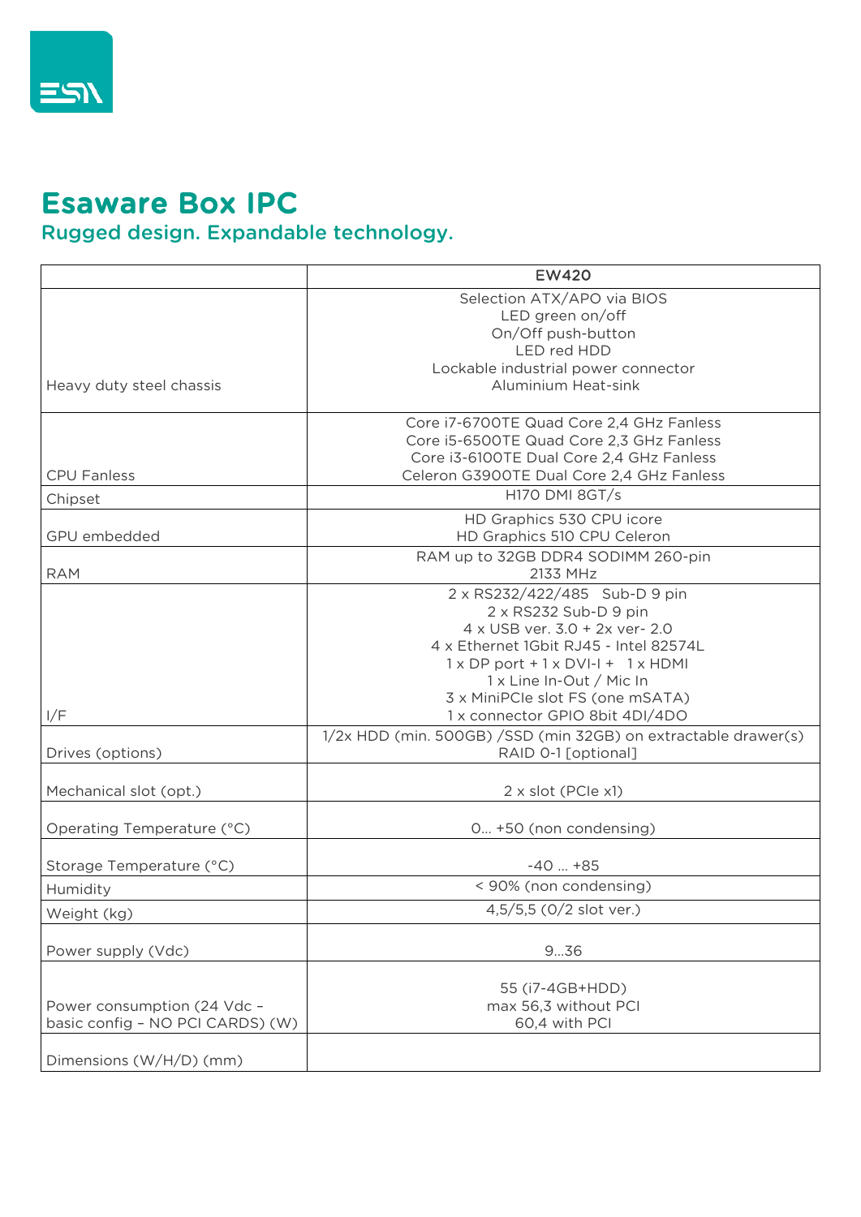# Esaware Box IPC

## Rugged design. Expandable technology.

| | EW420 |
|---|---|
| Heavy duty steel chassis | Selection ATX/APO via BIOS<br>LED green on/off<br>On/Off push-button<br>LED red HDD<br>Lockable industrial power connector<br>Aluminium Heat-sink |
| CPU Fanless | Core i7-6700TE Quad Core 2,4 GHz Fanless<br>Core i5-6500TE Quad Core 2,3 GHz Fanless<br>Core i3-6100TE Dual Core 2,4 GHz Fanless<br>Celeron G3900TE Dual Core 2,4 GHz Fanless |
| Chipset | H170 DMI 8GT/s |
| GPU embedded | HD Graphics 530 CPU icore<br>HD Graphics 510 CPU Celeron |
| RAM | RAM up to 32GB DDR4 SODIMM 260-pin<br>2133 MHz |
| I/F | 2 x RS232/422/485 Sub-D 9 pin<br>2 x RS232 Sub-D 9 pin<br>4 x USB ver. 3.0 + 2x ver- 2.0<br>4 x Ethernet 1Gbit RJ45 - Intel 82574L<br>1 x DP port + 1 x DVI-I + 1 x HDMI<br>1 x Line In-Out / Mic In<br>3 x MiniPCIe slot FS (one mSATA)<br>1 x connector GPIO 8bit 4DI/4DO |
| Drives (options) | 1/2x HDD (min. 500GB) /SSD (min 32GB) on extractable drawer(s)<br>RAID 0-1 [optional] |
| Mechanical slot (opt.) | 2 x slot (PCIe x1) |
| Operating Temperature (°C) | 0... +50 (non condensing) |
| Storage Temperature (°C) | -40 ... +85 |
| Humidity | < 90% (non condensing) |
| Weight (kg) | 4,5/5,5 (0/2 slot ver.) |
| Power supply (Vdc) | 9...36 |
| Power consumption (24 Vdc – basic config – NO PCI CARDS) (W) | 55 (i7-4GB+HDD)<br>max 56,3 without PCI<br>60,4 with PCI |
| Dimensions (W/H/D) (mm) | |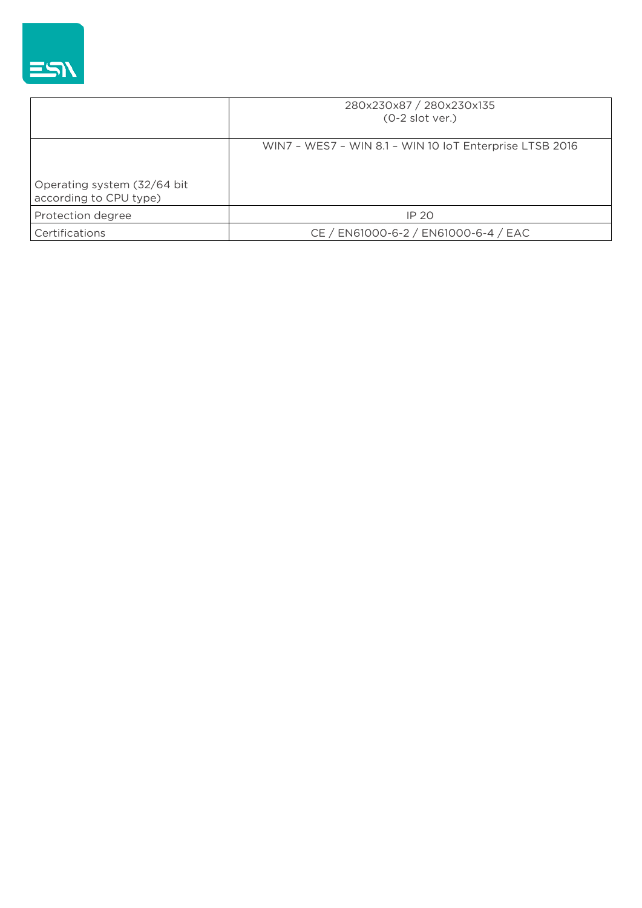| | |
|---|---|
| | 280x230x87 / 280x230x135 (0-2 slot ver.) |
| Operating system (32/64 bit according to CPU type) | WIN7 – WES7 – WIN 8.1 – WIN 10 IoT Enterprise LTSB 2016 |
| Protection degree | IP 20 |
| Certifications | CE / EN61000-6-2 / EN61000-6-4 / EAC |